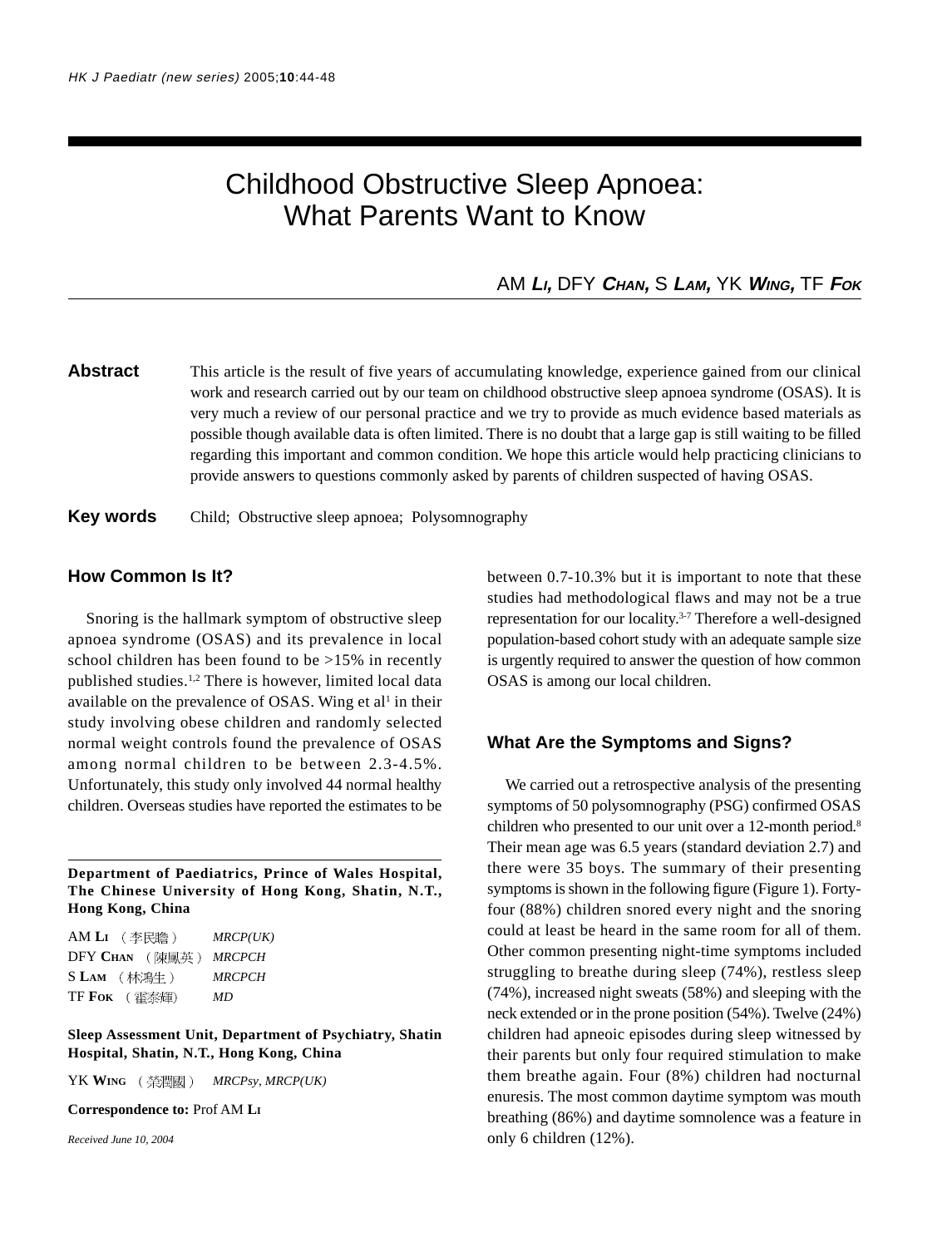# Childhood Obstructive Sleep Apnoea: What Parents Want to Know

AM **Li**, DFY **Chan**, S **Lam**, YK **Wing**, TF **Fok**

**Abstract** This article is the result of five years of accumulating knowledge, experience gained from our clinical work and research carried out by our team on childhood obstructive sleep apnoea syndrome (OSAS). It is very much a review of our personal practice and we try to provide as much evidence based materials as possible though available data is often limited. There is no doubt that a large gap is still waiting to be filled regarding this important and common condition. We hope this article would help practicing clinicians to provide answers to questions commonly asked by parents of children suspected of having OSAS.

**Key words** Child; Obstructive sleep apnoea; Polysomnography

## How Common Is It?

Snoring is the hallmark symptom of obstructive sleep apnoea syndrome (OSAS) and its prevalence in local school children has been found to be >15% in recently published studies.[1,2] There is however, limited local data available on the prevalence of OSAS. Wing et al[1] in their study involving obese children and randomly selected normal weight controls found the prevalence of OSAS among normal children to be between 2.3-4.5%. Unfortunately, this study only involved 44 normal healthy children. Overseas studies have reported the estimates to be between 0.7-10.3% but it is important to note that these studies had methodological flaws and may not be a true representation for our locality.[3-7] Therefore a well-designed population-based cohort study with an adequate sample size is urgently required to answer the question of how common OSAS is among our local children.

## What Are the Symptoms and Signs?

We carried out a retrospective analysis of the presenting symptoms of 50 polysomnography (PSG) confirmed OSAS children who presented to our unit over a 12-month period.[8] Their mean age was 6.5 years (standard deviation 2.7) and there were 35 boys. The summary of their presenting symptoms is shown in the following figure (Figure 1). Forty-four (88%) children snored every night and the snoring could at least be heard in the same room for all of them. Other common presenting night-time symptoms included struggling to breathe during sleep (74%), restless sleep (74%), increased night sweats (58%) and sleeping with the neck extended or in the prone position (54%). Twelve (24%) children had apneoic episodes during sleep witnessed by their parents but only four required stimulation to make them breathe again. Four (8%) children had nocturnal enuresis. The most common daytime symptom was mouth breathing (86%) and daytime somnolence was a feature in only 6 children (12%).

---

**Department of Paediatrics, Prince of Wales Hospital, The Chinese University of Hong Kong, Shatin, N.T., Hong Kong, China**

AM **Li** （李民瞻） *MRCP(UK)*
DFY **Chan** （陳鳳英） *MRCPCH*
S **Lam** （林鴻生） *MRCPCH*
TF **Fok** （霍泰輝） *MD*

**Sleep Assessment Unit, Department of Psychiatry, Shatin Hospital, Shatin, N.T., Hong Kong, China**

YK **Wing** （榮潤國） *MRCPsy, MRCP(UK)*

**Correspondence to:** Prof AM **Li**

*Received June 10, 2004*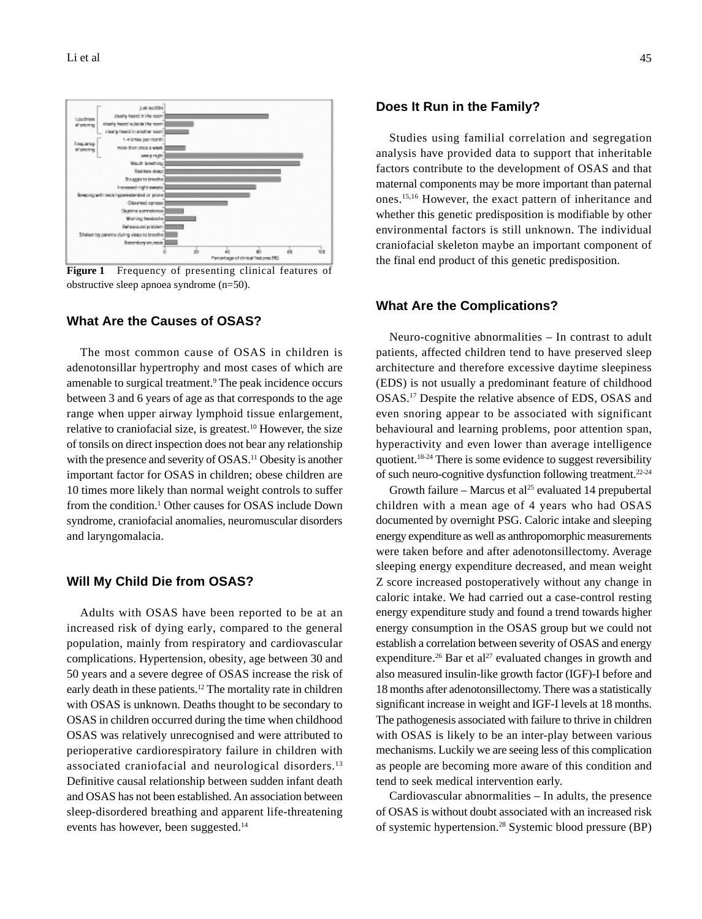Loudness of snoring

just audible

clearly heard in the room

clearly heard outside the room

clearly heard in another room

Frequency of snoring

1-4 times per month

more than once a week

every night

Mouth breathing

Restless sleep

Struggle to breathe

Increased night sweats

Sleeping with neck hyperextended or prone

Observed apnoea

Daytime somnolence

Morning headache

Behavioural problem

Shaken by parents during sleep to breathe

Secondary enuresis

0 20 40 60 80 100

Percentage of clinical features (%)

**Figure 1** Frequency of presenting clinical features of obstructive sleep apnoea syndrome (n=50).

## What Are the Causes of OSAS?

The most common cause of OSAS in children is adenotonsillar hypertrophy and most cases of which are amenable to surgical treatment.[9] The peak incidence occurs between 3 and 6 years of age as that corresponds to the age range when upper airway lymphoid tissue enlargement, relative to craniofacial size, is greatest.[10] However, the size of tonsils on direct inspection does not bear any relationship with the presence and severity of OSAS.[11] Obesity is another important factor for OSAS in children; obese children are 10 times more likely than normal weight controls to suffer from the condition.[1] Other causes for OSAS include Down syndrome, craniofacial anomalies, neuromuscular disorders and laryngomalacia.

## Will My Child Die from OSAS?

Adults with OSAS have been reported to be at an increased risk of dying early, compared to the general population, mainly from respiratory and cardiovascular complications. Hypertension, obesity, age between 30 and 50 years and a severe degree of OSAS increase the risk of early death in these patients.[12] The mortality rate in children with OSAS is unknown. Deaths thought to be secondary to OSAS in children occurred during the time when childhood OSAS was relatively unrecognised and were attributed to perioperative cardiorespiratory failure in children with associated craniofacial and neurological disorders.[13] Definitive causal relationship between sudden infant death and OSAS has not been established. An association between sleep-disordered breathing and apparent life-threatening events has however, been suggested.[14]

## Does It Run in the Family?

Studies using familial correlation and segregation analysis have provided data to support that inheritable factors contribute to the development of OSAS and that maternal components may be more important than paternal ones.[15,16] However, the exact pattern of inheritance and whether this genetic predisposition is modifiable by other environmental factors is still unknown. The individual craniofacial skeleton maybe an important component of the final end product of this genetic predisposition.

## What Are the Complications?

Neuro-cognitive abnormalities – In contrast to adult patients, affected children tend to have preserved sleep architecture and therefore excessive daytime sleepiness (EDS) is not usually a predominant feature of childhood OSAS.[17] Despite the relative absence of EDS, OSAS and even snoring appear to be associated with significant behavioural and learning problems, poor attention span, hyperactivity and even lower than average intelligence quotient.[18-24] There is some evidence to suggest reversibility of such neuro-cognitive dysfunction following treatment.[22-24]

Growth failure – Marcus et al[25] evaluated 14 prepubertal children with a mean age of 4 years who had OSAS documented by overnight PSG. Caloric intake and sleeping energy expenditure as well as anthropomorphic measurements were taken before and after adenotonsillectomy. Average sleeping energy expenditure decreased, and mean weight Z score increased postoperatively without any change in caloric intake. We had carried out a case-control resting energy expenditure study and found a trend towards higher energy consumption in the OSAS group but we could not establish a correlation between severity of OSAS and energy expenditure.[26] Bar et al[27] evaluated changes in growth and also measured insulin-like growth factor (IGF)-I before and 18 months after adenotonsillectomy. There was a statistically significant increase in weight and IGF-I levels at 18 months. The pathogenesis associated with failure to thrive in children with OSAS is likely to be an inter-play between various mechanisms. Luckily we are seeing less of this complication as people are becoming more aware of this condition and tend to seek medical intervention early.

Cardiovascular abnormalities – In adults, the presence of OSAS is without doubt associated with an increased risk of systemic hypertension.[28] Systemic blood pressure (BP)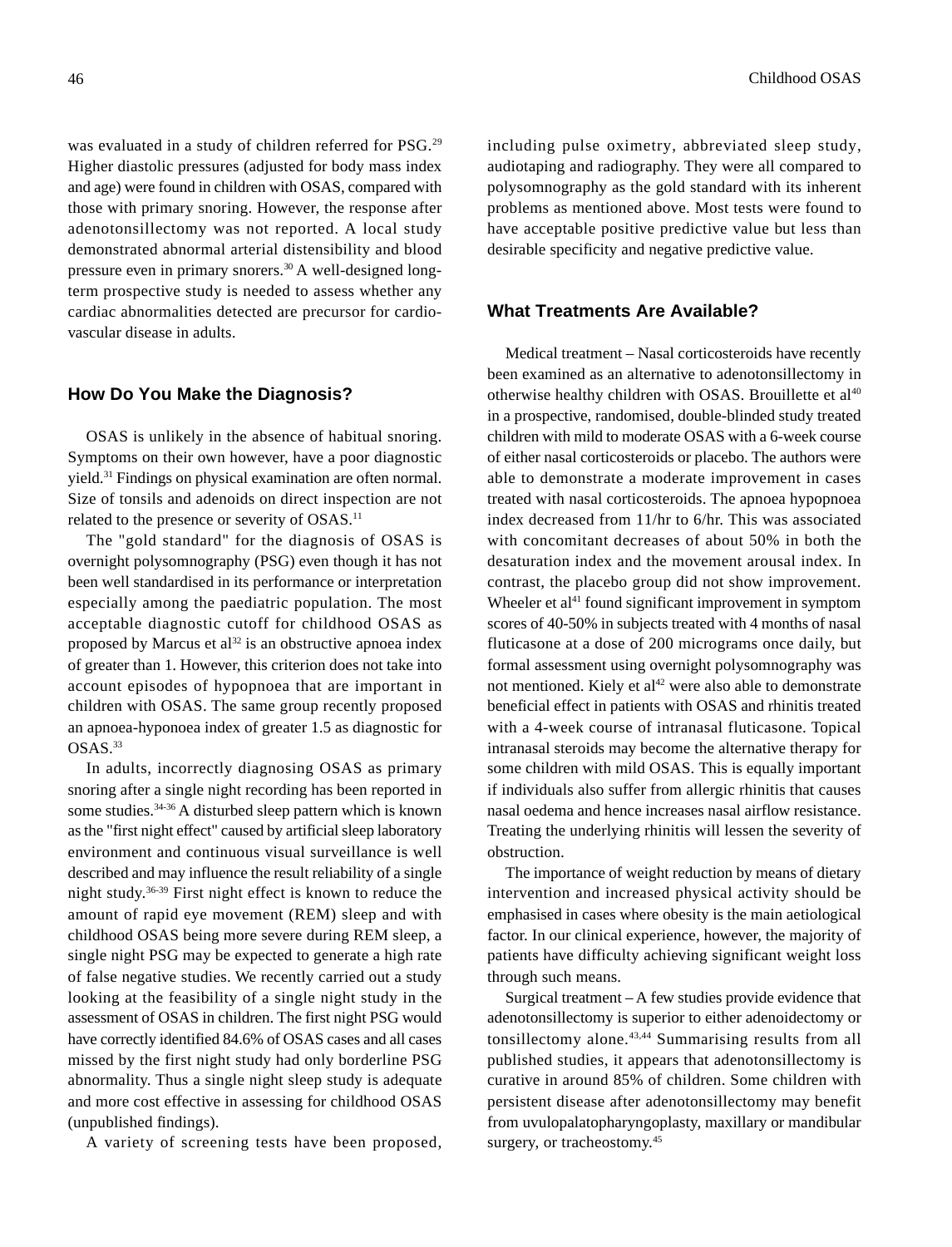was evaluated in a study of children referred for PSG.[29] Higher diastolic pressures (adjusted for body mass index and age) were found in children with OSAS, compared with those with primary snoring. However, the response after adenotonsillectomy was not reported. A local study demonstrated abnormal arterial distensibility and blood pressure even in primary snorers.[30] A well-designed long-term prospective study is needed to assess whether any cardiac abnormalities detected are precursor for cardio-vascular disease in adults.

## How Do You Make the Diagnosis?

OSAS is unlikely in the absence of habitual snoring. Symptoms on their own however, have a poor diagnostic yield.[31] Findings on physical examination are often normal. Size of tonsils and adenoids on direct inspection are not related to the presence or severity of OSAS.[11]

The "gold standard" for the diagnosis of OSAS is overnight polysomnography (PSG) even though it has not been well standardised in its performance or interpretation especially among the paediatric population. The most acceptable diagnostic cutoff for childhood OSAS as proposed by Marcus et al[32] is an obstructive apnoea index of greater than 1. However, this criterion does not take into account episodes of hypopnoea that are important in children with OSAS. The same group recently proposed an apnoea-hyponoea index of greater 1.5 as diagnostic for OSAS.[33]

In adults, incorrectly diagnosing OSAS as primary snoring after a single night recording has been reported in some studies.[34-36] A disturbed sleep pattern which is known as the "first night effect" caused by artificial sleep laboratory environment and continuous visual surveillance is well described and may influence the result reliability of a single night study.[36-39] First night effect is known to reduce the amount of rapid eye movement (REM) sleep and with childhood OSAS being more severe during REM sleep, a single night PSG may be expected to generate a high rate of false negative studies. We recently carried out a study looking at the feasibility of a single night study in the assessment of OSAS in children. The first night PSG would have correctly identified 84.6% of OSAS cases and all cases missed by the first night study had only borderline PSG abnormality. Thus a single night sleep study is adequate and more cost effective in assessing for childhood OSAS (unpublished findings).

A variety of screening tests have been proposed, including pulse oximetry, abbreviated sleep study, audiotaping and radiography. They were all compared to polysomnography as the gold standard with its inherent problems as mentioned above. Most tests were found to have acceptable positive predictive value but less than desirable specificity and negative predictive value.

## What Treatments Are Available?

Medical treatment – Nasal corticosteroids have recently been examined as an alternative to adenotonsillectomy in otherwise healthy children with OSAS. Brouillette et al[40] in a prospective, randomised, double-blinded study treated children with mild to moderate OSAS with a 6-week course of either nasal corticosteroids or placebo. The authors were able to demonstrate a moderate improvement in cases treated with nasal corticosteroids. The apnoea hypopnoea index decreased from 11/hr to 6/hr. This was associated with concomitant decreases of about 50% in both the desaturation index and the movement arousal index. In contrast, the placebo group did not show improvement. Wheeler et al[41] found significant improvement in symptom scores of 40-50% in subjects treated with 4 months of nasal fluticasone at a dose of 200 micrograms once daily, but formal assessment using overnight polysomnography was not mentioned. Kiely et al[42] were also able to demonstrate beneficial effect in patients with OSAS and rhinitis treated with a 4-week course of intranasal fluticasone. Topical intranasal steroids may become the alternative therapy for some children with mild OSAS. This is equally important if individuals also suffer from allergic rhinitis that causes nasal oedema and hence increases nasal airflow resistance. Treating the underlying rhinitis will lessen the severity of obstruction.

The importance of weight reduction by means of dietary intervention and increased physical activity should be emphasised in cases where obesity is the main aetiological factor. In our clinical experience, however, the majority of patients have difficulty achieving significant weight loss through such means.

Surgical treatment – A few studies provide evidence that adenotonsillectomy is superior to either adenoidectomy or tonsillectomy alone.[43,44] Summarising results from all published studies, it appears that adenotonsillectomy is curative in around 85% of children. Some children with persistent disease after adenotonsillectomy may benefit from uvulopalatopharyngoplasty, maxillary or mandibular surgery, or tracheostomy.[45]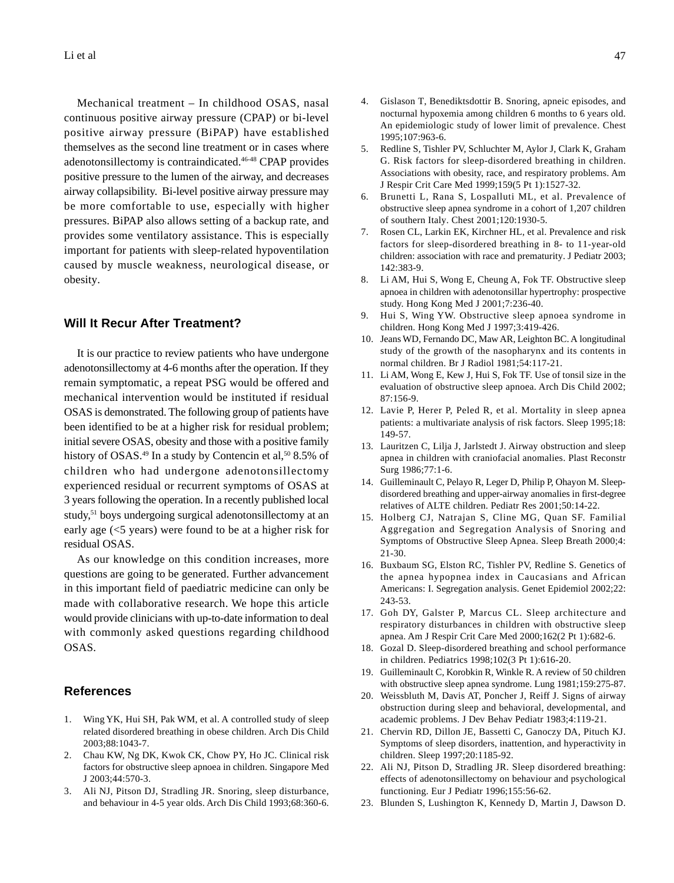Mechanical treatment – In childhood OSAS, nasal continuous positive airway pressure (CPAP) or bi-level positive airway pressure (BiPAP) have established themselves as the second line treatment or in cases where adenotonsillectomy is contraindicated.[46-48] CPAP provides positive pressure to the lumen of the airway, and decreases airway collapsibility. Bi-level positive airway pressure may be more comfortable to use, especially with higher pressures. BiPAP also allows setting of a backup rate, and provides some ventilatory assistance. This is especially important for patients with sleep-related hypoventilation caused by muscle weakness, neurological disease, or obesity.

## Will It Recur After Treatment?

It is our practice to review patients who have undergone adenotonsillectomy at 4-6 months after the operation. If they remain symptomatic, a repeat PSG would be offered and mechanical intervention would be instituted if residual OSAS is demonstrated. The following group of patients have been identified to be at a higher risk for residual problem; initial severe OSAS, obesity and those with a positive family history of OSAS.[49] In a study by Contencin et al,[50] 8.5% of children who had undergone adenotonsillectomy experienced residual or recurrent symptoms of OSAS at 3 years following the operation. In a recently published local study,[51] boys undergoing surgical adenotonsillectomy at an early age (<5 years) were found to be at a higher risk for residual OSAS.

As our knowledge on this condition increases, more questions are going to be generated. Further advancement in this important field of paediatric medicine can only be made with collaborative research. We hope this article would provide clinicians with up-to-date information to deal with commonly asked questions regarding childhood OSAS.

## References

1. Wing YK, Hui SH, Pak WM, et al. A controlled study of sleep related disordered breathing in obese children. Arch Dis Child 2003;88:1043-7.
2. Chau KW, Ng DK, Kwok CK, Chow PY, Ho JC. Clinical risk factors for obstructive sleep apnoea in children. Singapore Med J 2003;44:570-3.
3. Ali NJ, Pitson DJ, Stradling JR. Snoring, sleep disturbance, and behaviour in 4-5 year olds. Arch Dis Child 1993;68:360-6.
4. Gislason T, Benediktsdottir B. Snoring, apneic episodes, and nocturnal hypoxemia among children 6 months to 6 years old. An epidemiologic study of lower limit of prevalence. Chest 1995;107:963-6.
5. Redline S, Tishler PV, Schluchter M, Aylor J, Clark K, Graham G. Risk factors for sleep-disordered breathing in children. Associations with obesity, race, and respiratory problems. Am J Respir Crit Care Med 1999;159(5 Pt 1):1527-32.
6. Brunetti L, Rana S, Lospalluti ML, et al. Prevalence of obstructive sleep apnea syndrome in a cohort of 1,207 children of southern Italy. Chest 2001;120:1930-5.
7. Rosen CL, Larkin EK, Kirchner HL, et al. Prevalence and risk factors for sleep-disordered breathing in 8- to 11-year-old children: association with race and prematurity. J Pediatr 2003; 142:383-9.
8. Li AM, Hui S, Wong E, Cheung A, Fok TF. Obstructive sleep apnoea in children with adenotonsillar hypertrophy: prospective study. Hong Kong Med J 2001;7:236-40.
9. Hui S, Wing YW. Obstructive sleep apnoea syndrome in children. Hong Kong Med J 1997;3:419-426.
10. Jeans WD, Fernando DC, Maw AR, Leighton BC. A longitudinal study of the growth of the nasopharynx and its contents in normal children. Br J Radiol 1981;54:117-21.
11. Li AM, Wong E, Kew J, Hui S, Fok TF. Use of tonsil size in the evaluation of obstructive sleep apnoea. Arch Dis Child 2002; 87:156-9.
12. Lavie P, Herer P, Peled R, et al. Mortality in sleep apnea patients: a multivariate analysis of risk factors. Sleep 1995;18: 149-57.
13. Lauritzen C, Lilja J, Jarlstedt J. Airway obstruction and sleep apnea in children with craniofacial anomalies. Plast Reconstr Surg 1986;77:1-6.
14. Guilleminault C, Pelayo R, Leger D, Philip P, Ohayon M. Sleep-disordered breathing and upper-airway anomalies in first-degree relatives of ALTE children. Pediatr Res 2001;50:14-22.
15. Holberg CJ, Natrajan S, Cline MG, Quan SF. Familial Aggregation and Segregation Analysis of Snoring and Symptoms of Obstructive Sleep Apnea. Sleep Breath 2000;4: 21-30.
16. Buxbaum SG, Elston RC, Tishler PV, Redline S. Genetics of the apnea hypopnea index in Caucasians and African Americans: I. Segregation analysis. Genet Epidemiol 2002;22: 243-53.
17. Goh DY, Galster P, Marcus CL. Sleep architecture and respiratory disturbances in children with obstructive sleep apnea. Am J Respir Crit Care Med 2000;162(2 Pt 1):682-6.
18. Gozal D. Sleep-disordered breathing and school performance in children. Pediatrics 1998;102(3 Pt 1):616-20.
19. Guilleminault C, Korobkin R, Winkle R. A review of 50 children with obstructive sleep apnea syndrome. Lung 1981;159:275-87.
20. Weissbluth M, Davis AT, Poncher J, Reiff J. Signs of airway obstruction during sleep and behavioral, developmental, and academic problems. J Dev Behav Pediatr 1983;4:119-21.
21. Chervin RD, Dillon JE, Bassetti C, Ganoczy DA, Pituch KJ. Symptoms of sleep disorders, inattention, and hyperactivity in children. Sleep 1997;20:1185-92.
22. Ali NJ, Pitson D, Stradling JR. Sleep disordered breathing: effects of adenotonsillectomy on behaviour and psychological functioning. Eur J Pediatr 1996;155:56-62.
23. Blunden S, Lushington K, Kennedy D, Martin J, Dawson D.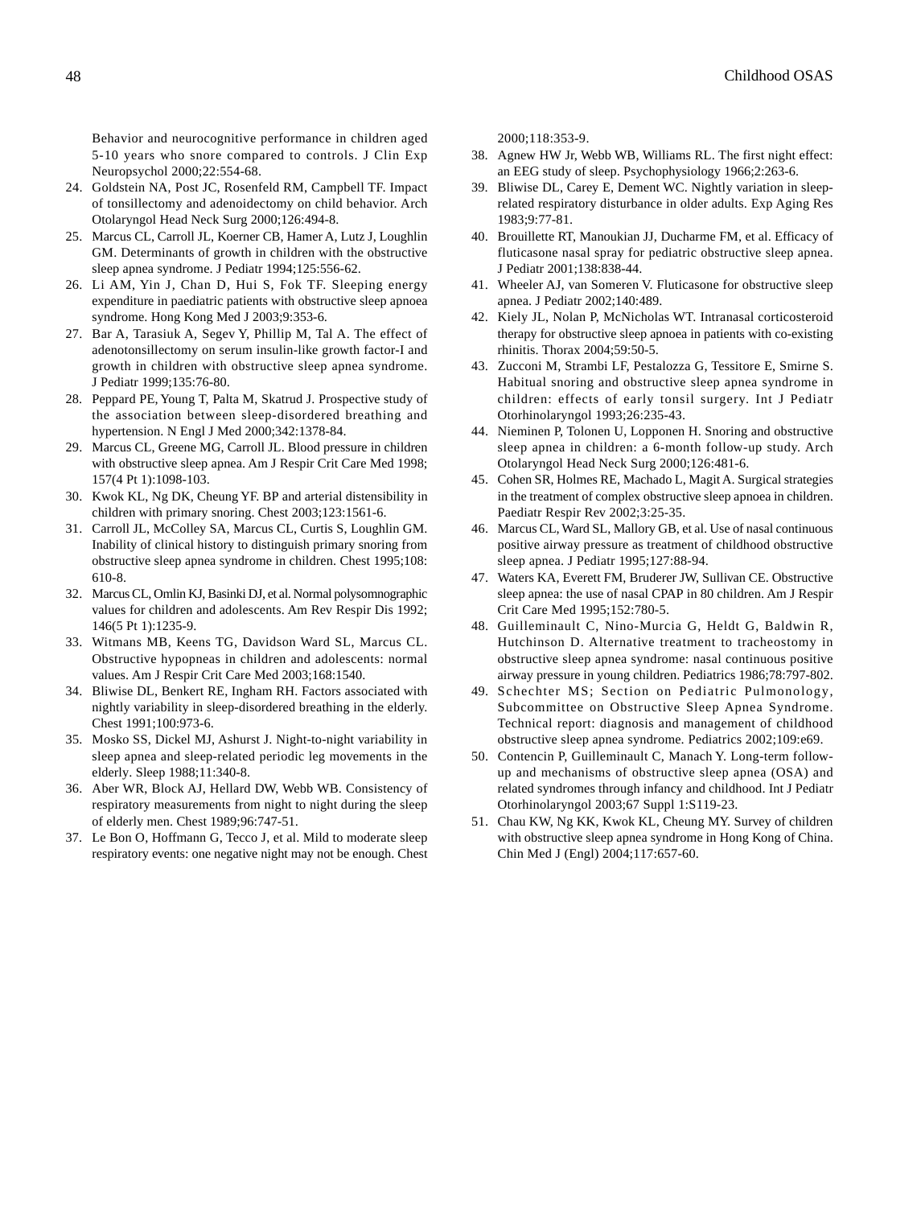Behavior and neurocognitive performance in children aged 5-10 years who snore compared to controls. J Clin Exp Neuropsychol 2000;22:554-68.

24. Goldstein NA, Post JC, Rosenfeld RM, Campbell TF. Impact of tonsillectomy and adenoidectomy on child behavior. Arch Otolaryngol Head Neck Surg 2000;126:494-8.
25. Marcus CL, Carroll JL, Koerner CB, Hamer A, Lutz J, Loughlin GM. Determinants of growth in children with the obstructive sleep apnea syndrome. J Pediatr 1994;125:556-62.
26. Li AM, Yin J, Chan D, Hui S, Fok TF. Sleeping energy expenditure in paediatric patients with obstructive sleep apnoea syndrome. Hong Kong Med J 2003;9:353-6.
27. Bar A, Tarasiuk A, Segev Y, Phillip M, Tal A. The effect of adenotonsillectomy on serum insulin-like growth factor-I and growth in children with obstructive sleep apnea syndrome. J Pediatr 1999;135:76-80.
28. Peppard PE, Young T, Palta M, Skatrud J. Prospective study of the association between sleep-disordered breathing and hypertension. N Engl J Med 2000;342:1378-84.
29. Marcus CL, Greene MG, Carroll JL. Blood pressure in children with obstructive sleep apnea. Am J Respir Crit Care Med 1998; 157(4 Pt 1):1098-103.
30. Kwok KL, Ng DK, Cheung YF. BP and arterial distensibility in children with primary snoring. Chest 2003;123:1561-6.
31. Carroll JL, McColley SA, Marcus CL, Curtis S, Loughlin GM. Inability of clinical history to distinguish primary snoring from obstructive sleep apnea syndrome in children. Chest 1995;108: 610-8.
32. Marcus CL, Omlin KJ, Basinki DJ, et al. Normal polysomnographic values for children and adolescents. Am Rev Respir Dis 1992; 146(5 Pt 1):1235-9.
33. Witmans MB, Keens TG, Davidson Ward SL, Marcus CL. Obstructive hypopneas in children and adolescents: normal values. Am J Respir Crit Care Med 2003;168:1540.
34. Bliwise DL, Benkert RE, Ingham RH. Factors associated with nightly variability in sleep-disordered breathing in the elderly. Chest 1991;100:973-6.
35. Mosko SS, Dickel MJ, Ashurst J. Night-to-night variability in sleep apnea and sleep-related periodic leg movements in the elderly. Sleep 1988;11:340-8.
36. Aber WR, Block AJ, Hellard DW, Webb WB. Consistency of respiratory measurements from night to night during the sleep of elderly men. Chest 1989;96:747-51.
37. Le Bon O, Hoffmann G, Tecco J, et al. Mild to moderate sleep respiratory events: one negative night may not be enough. Chest 2000;118:353-9.
38. Agnew HW Jr, Webb WB, Williams RL. The first night effect: an EEG study of sleep. Psychophysiology 1966;2:263-6.
39. Bliwise DL, Carey E, Dement WC. Nightly variation in sleep-related respiratory disturbance in older adults. Exp Aging Res 1983;9:77-81.
40. Brouillette RT, Manoukian JJ, Ducharme FM, et al. Efficacy of fluticasone nasal spray for pediatric obstructive sleep apnea. J Pediatr 2001;138:838-44.
41. Wheeler AJ, van Someren V. Fluticasone for obstructive sleep apnea. J Pediatr 2002;140:489.
42. Kiely JL, Nolan P, McNicholas WT. Intranasal corticosteroid therapy for obstructive sleep apnoea in patients with co-existing rhinitis. Thorax 2004;59:50-5.
43. Zucconi M, Strambi LF, Pestalozza G, Tessitore E, Smirne S. Habitual snoring and obstructive sleep apnea syndrome in children: effects of early tonsil surgery. Int J Pediatr Otorhinolaryngol 1993;26:235-43.
44. Nieminen P, Tolonen U, Lopponen H. Snoring and obstructive sleep apnea in children: a 6-month follow-up study. Arch Otolaryngol Head Neck Surg 2000;126:481-6.
45. Cohen SR, Holmes RE, Machado L, Magit A. Surgical strategies in the treatment of complex obstructive sleep apnoea in children. Paediatr Respir Rev 2002;3:25-35.
46. Marcus CL, Ward SL, Mallory GB, et al. Use of nasal continuous positive airway pressure as treatment of childhood obstructive sleep apnea. J Pediatr 1995;127:88-94.
47. Waters KA, Everett FM, Bruderer JW, Sullivan CE. Obstructive sleep apnea: the use of nasal CPAP in 80 children. Am J Respir Crit Care Med 1995;152:780-5.
48. Guilleminault C, Nino-Murcia G, Heldt G, Baldwin R, Hutchinson D. Alternative treatment to tracheostomy in obstructive sleep apnea syndrome: nasal continuous positive airway pressure in young children. Pediatrics 1986;78:797-802.
49. Schechter MS; Section on Pediatric Pulmonology, Subcommittee on Obstructive Sleep Apnea Syndrome. Technical report: diagnosis and management of childhood obstructive sleep apnea syndrome. Pediatrics 2002;109:e69.
50. Contencin P, Guilleminault C, Manach Y. Long-term follow-up and mechanisms of obstructive sleep apnea (OSA) and related syndromes through infancy and childhood. Int J Pediatr Otorhinolaryngol 2003;67 Suppl 1:S119-23.
51. Chau KW, Ng KK, Kwok KL, Cheung MY. Survey of children with obstructive sleep apnea syndrome in Hong Kong of China. Chin Med J (Engl) 2004;117:657-60.